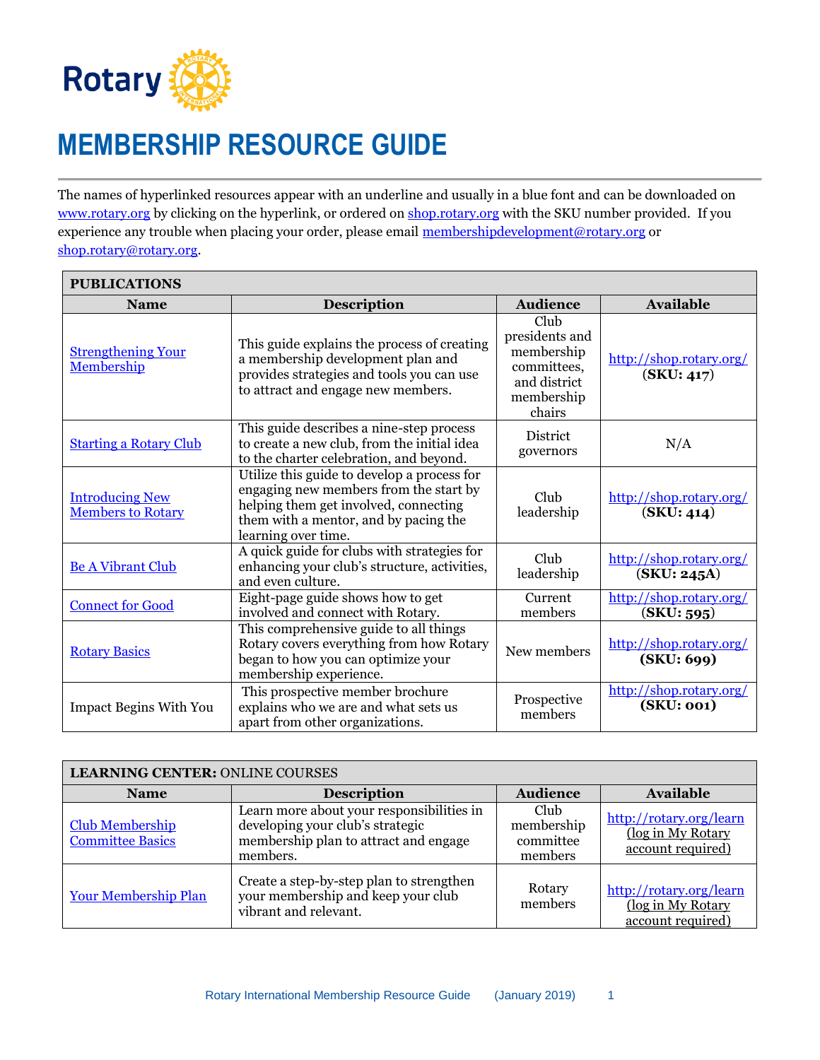Rotary

# MEMBERSHIP RESOURCE GUIDE

The names of hyperlinked resources appear with an underline and usually in a blue font and can be downloaded on www.rotary.org by clicking on the hyperlink, or ordered on shop.rotary.org with the SKU number provided. If you experience any trouble when placing your order, please email membershipdevelopment@rotary.org or shop.rotary@rotary.org.

| **PUBLICATIONS** | | | |
|---|---|---|---|
| **Name** | **Description** | **Audience** | **Available** |
| Strengthening Your Membership | This guide explains the process of creating a membership development plan and provides strategies and tools you can use to attract and engage new members. | Club presidents and membership committees, and district membership chairs | http://shop.rotary.org/ **(SKU: 417)** |
| Starting a Rotary Club | This guide describes a nine-step process to create a new club, from the initial idea to the charter celebration, and beyond. | District governors | N/A |
| Introducing New Members to Rotary | Utilize this guide to develop a process for engaging new members from the start by helping them get involved, connecting them with a mentor, and by pacing the learning over time. | Club leadership | http://shop.rotary.org/ **(SKU: 414)** |
| Be A Vibrant Club | A quick guide for clubs with strategies for enhancing your club's structure, activities, and even culture. | Club leadership | http://shop.rotary.org/ **(SKU: 245A)** |
| Connect for Good | Eight-page guide shows how to get involved and connect with Rotary. | Current members | http://shop.rotary.org/ **(SKU: 595)** |
| Rotary Basics | This comprehensive guide to all things Rotary covers everything from how Rotary began to how you can optimize your membership experience. | New members | http://shop.rotary.org/ **(SKU: 699)** |
| Impact Begins With You | This prospective member brochure explains who we are and what sets us apart from other organizations. | Prospective members | http://shop.rotary.org/ **(SKU: 001)** |

| **LEARNING CENTER:** ONLINE COURSES | | | |
|---|---|---|---|
| **Name** | **Description** | **Audience** | **Available** |
| Club Membership Committee Basics | Learn more about your responsibilities in developing your club's strategic membership plan to attract and engage members. | Club membership committee members | http://rotary.org/learn (log in My Rotary account required) |
| Your Membership Plan | Create a step-by-step plan to strengthen your membership and keep your club vibrant and relevant. | Rotary members | http://rotary.org/learn (log in My Rotary account required) |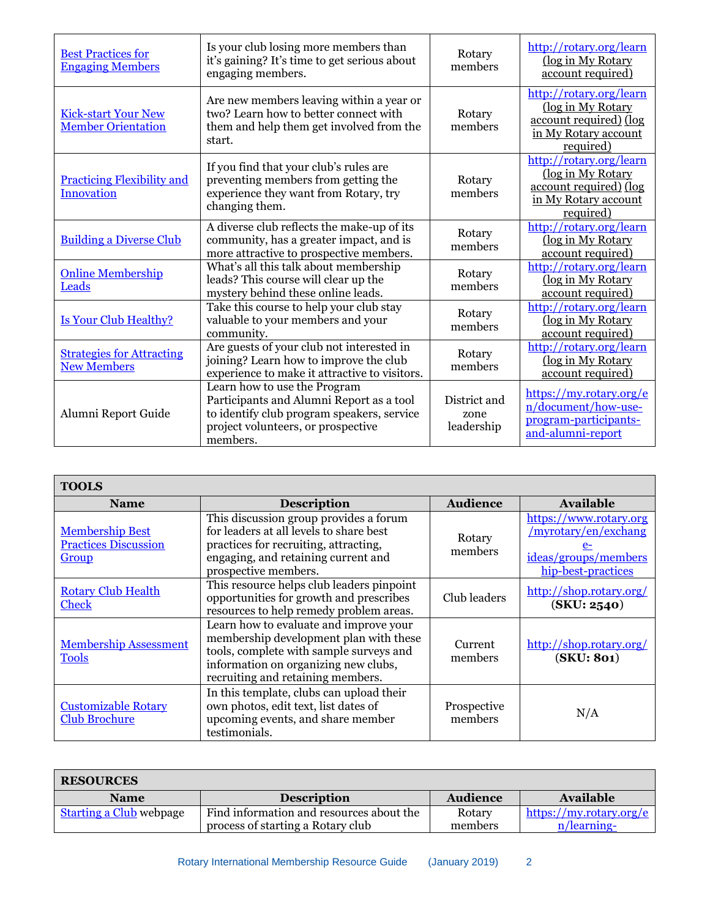| | | | |
|---|---|---|---|
| Best Practices for Engaging Members | Is your club losing more members than it's gaining? It's time to get serious about engaging members. | Rotary members | http://rotary.org/learn (log in My Rotary account required) |
| Kick-start Your New Member Orientation | Are new members leaving within a year or two? Learn how to better connect with them and help them get involved from the start. | Rotary members | http://rotary.org/learn (log in My Rotary account required) (log in My Rotary account required) |
| Practicing Flexibility and Innovation | If you find that your club's rules are preventing members from getting the experience they want from Rotary, try changing them. | Rotary members | http://rotary.org/learn (log in My Rotary account required) (log in My Rotary account required) |
| Building a Diverse Club | A diverse club reflects the make-up of its community, has a greater impact, and is more attractive to prospective members. | Rotary members | http://rotary.org/learn (log in My Rotary account required) |
| Online Membership Leads | What's all this talk about membership leads? This course will clear up the mystery behind these online leads. | Rotary members | http://rotary.org/learn (log in My Rotary account required) |
| Is Your Club Healthy? | Take this course to help your club stay valuable to your members and your community. | Rotary members | http://rotary.org/learn (log in My Rotary account required) |
| Strategies for Attracting New Members | Are guests of your club not interested in joining? Learn how to improve the club experience to make it attractive to visitors. | Rotary members | http://rotary.org/learn (log in My Rotary account required) |
| Alumni Report Guide | Learn how to use the Program Participants and Alumni Report as a tool to identify club program speakers, service project volunteers, or prospective members. | District and zone leadership | https://my.rotary.org/en/document/how-use-program-participants-and-alumni-report |

| **TOOLS** | | | |
|---|---|---|---|
| **Name** | **Description** | **Audience** | **Available** |
| Membership Best Practices Discussion Group | This discussion group provides a forum for leaders at all levels to share best practices for recruiting, attracting, engaging, and retaining current and prospective members. | Rotary members | https://www.rotary.org/myrotary/en/exchange-ideas/groups/membership-best-practices |
| Rotary Club Health Check | This resource helps club leaders pinpoint opportunities for growth and prescribes resources to help remedy problem areas. | Club leaders | http://shop.rotary.org/ **(SKU: 2540)** |
| Membership Assessment Tools | Learn how to evaluate and improve your membership development plan with these tools, complete with sample surveys and information on organizing new clubs, recruiting and retaining members. | Current members | http://shop.rotary.org/ **(SKU: 801)** |
| Customizable Rotary Club Brochure | In this template, clubs can upload their own photos, edit text, list dates of upcoming events, and share member testimonials. | Prospective members | N/A |

| **RESOURCES** | | | |
|---|---|---|---|
| **Name** | **Description** | **Audience** | **Available** |
| Starting a Club webpage | Find information and resources about the process of starting a Rotary club | Rotary members | https://my.rotary.org/en/learning- |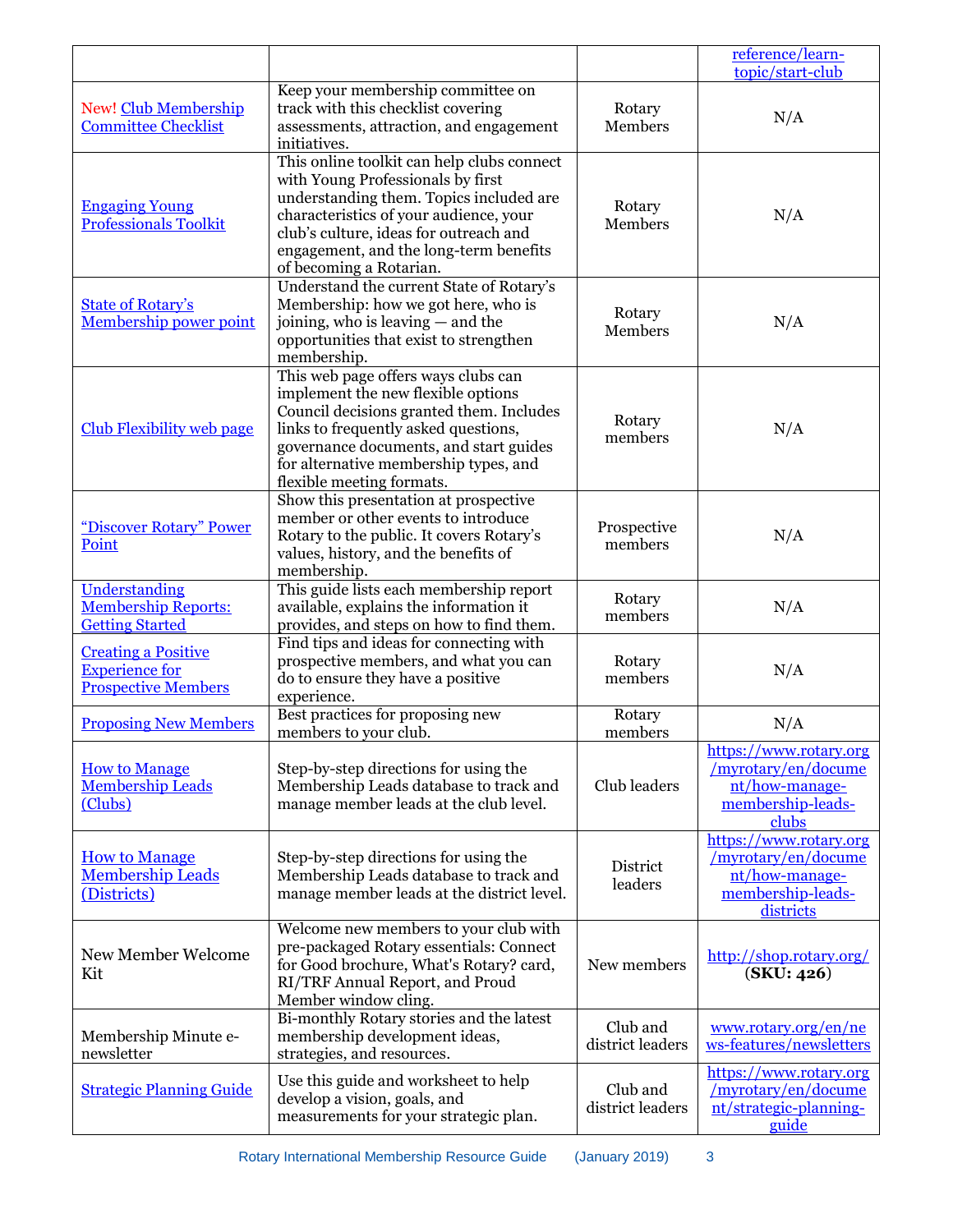| | | | |
|---|---|---|---|
| | | | reference/learn-topic/start-club |
| New! Club Membership Committee Checklist | Keep your membership committee on track with this checklist covering assessments, attraction, and engagement initiatives. | Rotary Members | N/A |
| Engaging Young Professionals Toolkit | This online toolkit can help clubs connect with Young Professionals by first understanding them. Topics included are characteristics of your audience, your club's culture, ideas for outreach and engagement, and the long-term benefits of becoming a Rotarian. | Rotary Members | N/A |
| State of Rotary's Membership power point | Understand the current State of Rotary's Membership: how we got here, who is joining, who is leaving — and the opportunities that exist to strengthen membership. | Rotary Members | N/A |
| Club Flexibility web page | This web page offers ways clubs can implement the new flexible options Council decisions granted them. Includes links to frequently asked questions, governance documents, and start guides for alternative membership types, and flexible meeting formats. | Rotary members | N/A |
| "Discover Rotary" Power Point | Show this presentation at prospective member or other events to introduce Rotary to the public. It covers Rotary's values, history, and the benefits of membership. | Prospective members | N/A |
| Understanding Membership Reports: Getting Started | This guide lists each membership report available, explains the information it provides, and steps on how to find them. | Rotary members | N/A |
| Creating a Positive Experience for Prospective Members | Find tips and ideas for connecting with prospective members, and what you can do to ensure they have a positive experience. | Rotary members | N/A |
| Proposing New Members | Best practices for proposing new members to your club. | Rotary members | N/A |
| How to Manage Membership Leads (Clubs) | Step-by-step directions for using the Membership Leads database to track and manage member leads at the club level. | Club leaders | https://www.rotary.org/myrotary/en/document/how-manage-membership-leads-clubs |
| How to Manage Membership Leads (Districts) | Step-by-step directions for using the Membership Leads database to track and manage member leads at the district level. | District leaders | https://www.rotary.org/myrotary/en/document/how-manage-membership-leads-districts |
| New Member Welcome Kit | Welcome new members to your club with pre-packaged Rotary essentials: Connect for Good brochure, What's Rotary? card, RI/TRF Annual Report, and Proud Member window cling. | New members | http://shop.rotary.org/ **(SKU: 426)** |
| Membership Minute e-newsletter | Bi-monthly Rotary stories and the latest membership development ideas, strategies, and resources. | Club and district leaders | www.rotary.org/en/news-features/newsletters |
| Strategic Planning Guide | Use this guide and worksheet to help develop a vision, goals, and measurements for your strategic plan. | Club and district leaders | https://www.rotary.org/myrotary/en/document/strategic-planning-guide |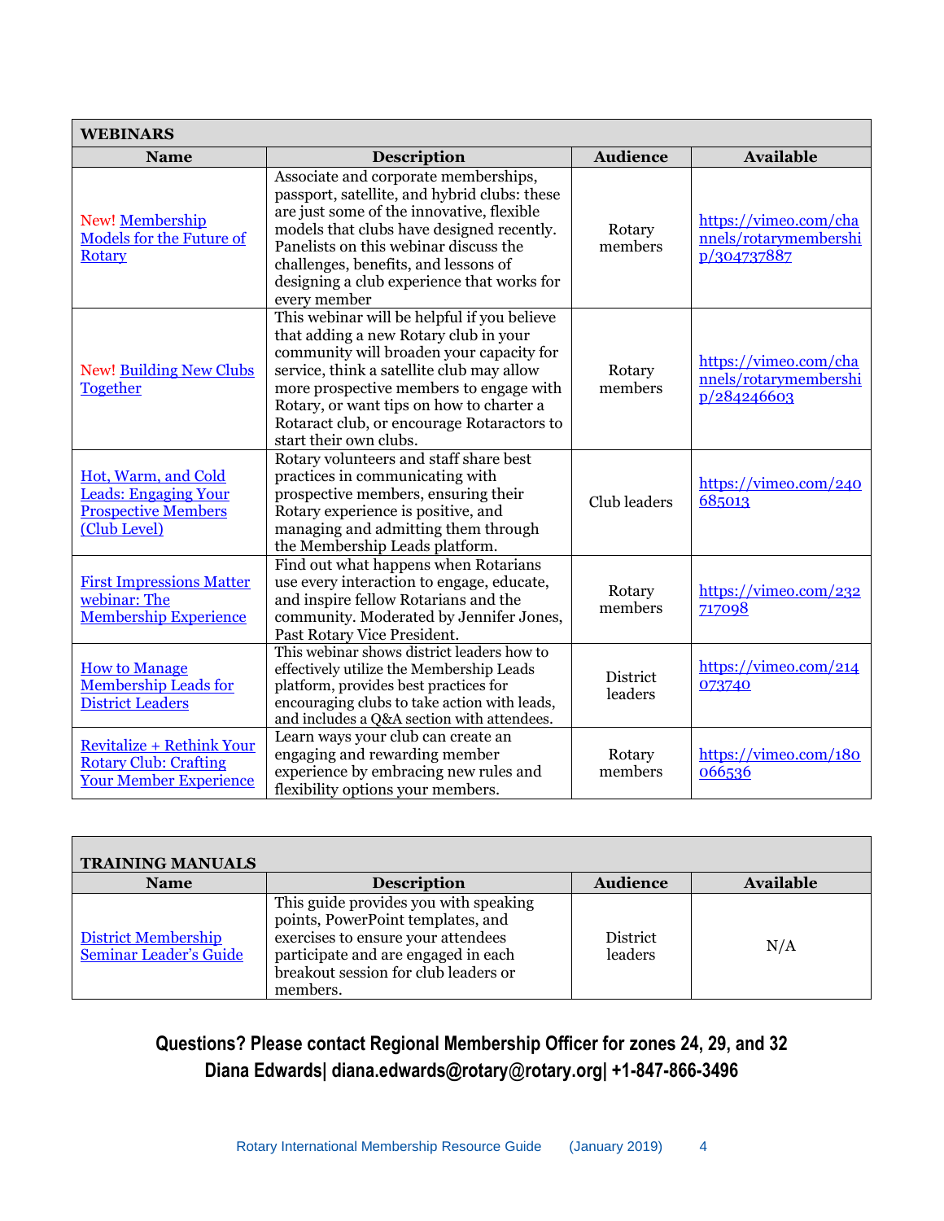| WEBINARS | | | |
|---|---|---|---|
| **Name** | **Description** | **Audience** | **Available** |
| New! Membership Models for the Future of Rotary | Associate and corporate memberships, passport, satellite, and hybrid clubs: these are just some of the innovative, flexible models that clubs have designed recently. Panelists on this webinar discuss the challenges, benefits, and lessons of designing a club experience that works for every member | Rotary members | https://vimeo.com/channels/rotarymembership/304737887 |
| New! Building New Clubs Together | This webinar will be helpful if you believe that adding a new Rotary club in your community will broaden your capacity for service, think a satellite club may allow more prospective members to engage with Rotary, or want tips on how to charter a Rotaract club, or encourage Rotaractors to start their own clubs. | Rotary members | https://vimeo.com/channels/rotarymembership/284246603 |
| Hot, Warm, and Cold Leads: Engaging Your Prospective Members (Club Level) | Rotary volunteers and staff share best practices in communicating with prospective members, ensuring their Rotary experience is positive, and managing and admitting them through the Membership Leads platform. | Club leaders | https://vimeo.com/240685013 |
| First Impressions Matter webinar: The Membership Experience | Find out what happens when Rotarians use every interaction to engage, educate, and inspire fellow Rotarians and the community. Moderated by Jennifer Jones, Past Rotary Vice President. | Rotary members | https://vimeo.com/232717098 |
| How to Manage Membership Leads for District Leaders | This webinar shows district leaders how to effectively utilize the Membership Leads platform, provides best practices for encouraging clubs to take action with leads, and includes a Q&A section with attendees. | District leaders | https://vimeo.com/214073740 |
| Revitalize + Rethink Your Rotary Club: Crafting Your Member Experience | Learn ways your club can create an engaging and rewarding member experience by embracing new rules and flexibility options your members. | Rotary members | https://vimeo.com/180066536 |

| TRAINING MANUALS | | | |
|---|---|---|---|
| **Name** | **Description** | **Audience** | **Available** |
| District Membership Seminar Leader's Guide | This guide provides you with speaking points, PowerPoint templates, and exercises to ensure your attendees participate and are engaged in each breakout session for club leaders or members. | District leaders | N/A |

**Questions? Please contact Regional Membership Officer for zones 24, 29, and 32**
**Diana Edwards| diana.edwards@rotary@rotary.org| +1-847-866-3496**